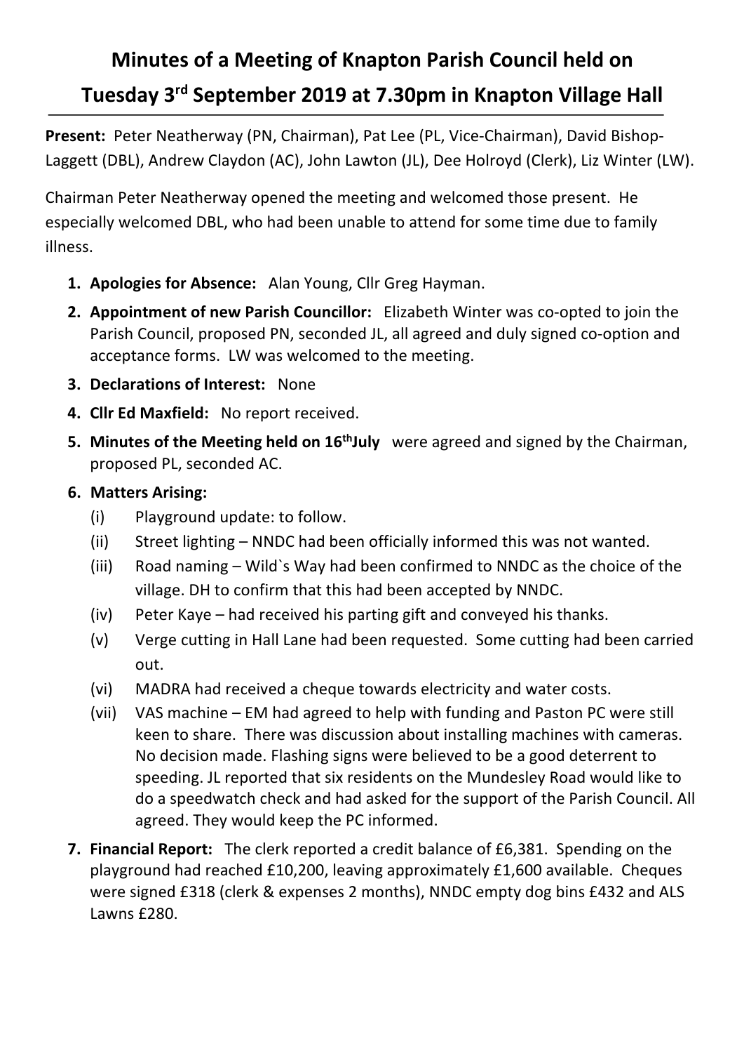# Minutes of a Meeting of Knapton Parish Council held on Tuesday 3rd September 2019 at 7.30pm in Knapton Village Hall

**Present:** Peter Neatherway (PN, Chairman), Pat Lee (PL, Vice-Chairman), David Bishop-Laggett (DBL), Andrew Claydon (AC), John Lawton (JL), Dee Holroyd (Clerk), Liz Winter (LW).

Chairman Peter Neatherway opened the meeting and welcomed those present. He especially welcomed DBL, who had been unable to attend for some time due to family illness.

1. **Apologies for Absence:** Alan Young, Cllr Greg Hayman.
2. **Appointment of new Parish Councillor:** Elizabeth Winter was co-opted to join the Parish Council, proposed PN, seconded JL, all agreed and duly signed co-option and acceptance forms. LW was welcomed to the meeting.
3. **Declarations of Interest:** None
4. **Cllr Ed Maxfield:** No report received.
5. **Minutes of the Meeting held on 16th July** were agreed and signed by the Chairman, proposed PL, seconded AC.
6. **Matters Arising:**
   - (i) Playground update: to follow.
   - (ii) Street lighting – NNDC had been officially informed this was not wanted.
   - (iii) Road naming – Wild`s Way had been confirmed to NNDC as the choice of the village. DH to confirm that this had been accepted by NNDC.
   - (iv) Peter Kaye – had received his parting gift and conveyed his thanks.
   - (v) Verge cutting in Hall Lane had been requested. Some cutting had been carried out.
   - (vi) MADRA had received a cheque towards electricity and water costs.
   - (vii) VAS machine – EM had agreed to help with funding and Paston PC were still keen to share. There was discussion about installing machines with cameras. No decision made. Flashing signs were believed to be a good deterrent to speeding. JL reported that six residents on the Mundesley Road would like to do a speedwatch check and had asked for the support of the Parish Council. All agreed. They would keep the PC informed.
7. **Financial Report:** The clerk reported a credit balance of £6,381. Spending on the playground had reached £10,200, leaving approximately £1,600 available. Cheques were signed £318 (clerk & expenses 2 months), NNDC empty dog bins £432 and ALS Lawns £280.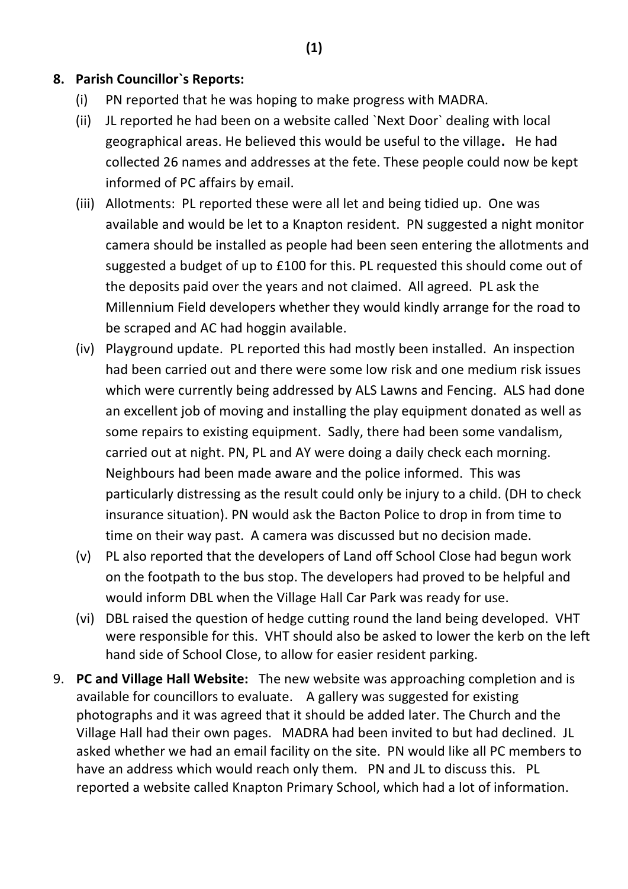**8. Parish Councillor`s Reports:**

(i) PN reported that he was hoping to make progress with MADRA.

(ii) JL reported he had been on a website called `Next Door` dealing with local geographical areas. He believed this would be useful to the village**.** He had collected 26 names and addresses at the fete. These people could now be kept informed of PC affairs by email.

(iii) Allotments: PL reported these were all let and being tidied up. One was available and would be let to a Knapton resident. PN suggested a night monitor camera should be installed as people had been seen entering the allotments and suggested a budget of up to £100 for this. PL requested this should come out of the deposits paid over the years and not claimed. All agreed. PL ask the Millennium Field developers whether they would kindly arrange for the road to be scraped and AC had hoggin available.

(iv) Playground update. PL reported this had mostly been installed. An inspection had been carried out and there were some low risk and one medium risk issues which were currently being addressed by ALS Lawns and Fencing. ALS had done an excellent job of moving and installing the play equipment donated as well as some repairs to existing equipment. Sadly, there had been some vandalism, carried out at night. PN, PL and AY were doing a daily check each morning. Neighbours had been made aware and the police informed. This was particularly distressing as the result could only be injury to a child. (DH to check insurance situation). PN would ask the Bacton Police to drop in from time to time on their way past. A camera was discussed but no decision made.

(v) PL also reported that the developers of Land off School Close had begun work on the footpath to the bus stop. The developers had proved to be helpful and would inform DBL when the Village Hall Car Park was ready for use.

(vi) DBL raised the question of hedge cutting round the land being developed. VHT were responsible for this. VHT should also be asked to lower the kerb on the left hand side of School Close, to allow for easier resident parking.

9. **PC and Village Hall Website:** The new website was approaching completion and is available for councillors to evaluate. A gallery was suggested for existing photographs and it was agreed that it should be added later. The Church and the Village Hall had their own pages. MADRA had been invited to but had declined. JL asked whether we had an email facility on the site. PN would like all PC members to have an address which would reach only them. PN and JL to discuss this. PL reported a website called Knapton Primary School, which had a lot of information.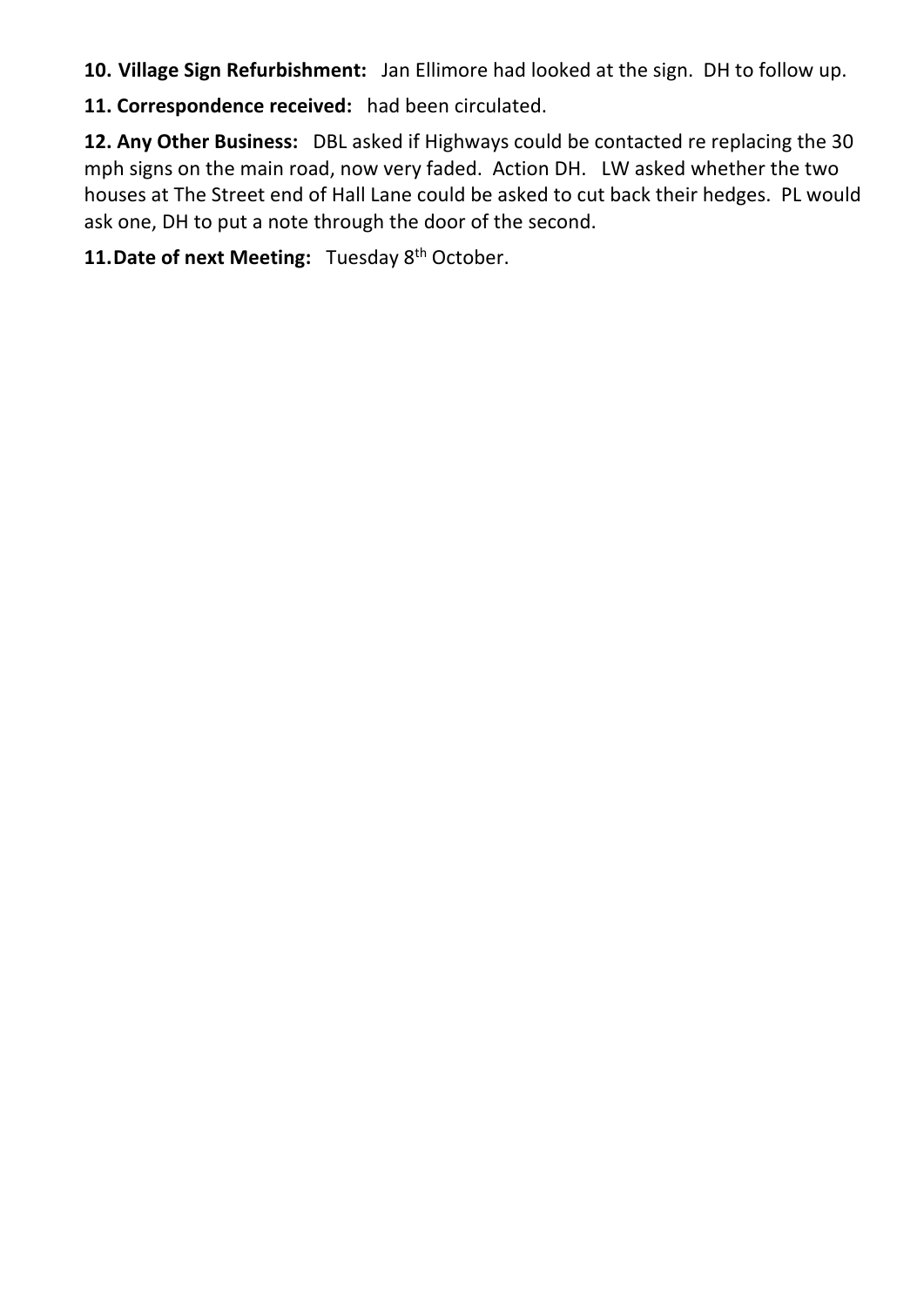**10. Village Sign Refurbishment:** Jan Ellimore had looked at the sign. DH to follow up.

**11. Correspondence received:** had been circulated.

**12. Any Other Business:** DBL asked if Highways could be contacted re replacing the 30 mph signs on the main road, now very faded. Action DH. LW asked whether the two houses at The Street end of Hall Lane could be asked to cut back their hedges. PL would ask one, DH to put a note through the door of the second.

**11. Date of next Meeting:** Tuesday 8th October.